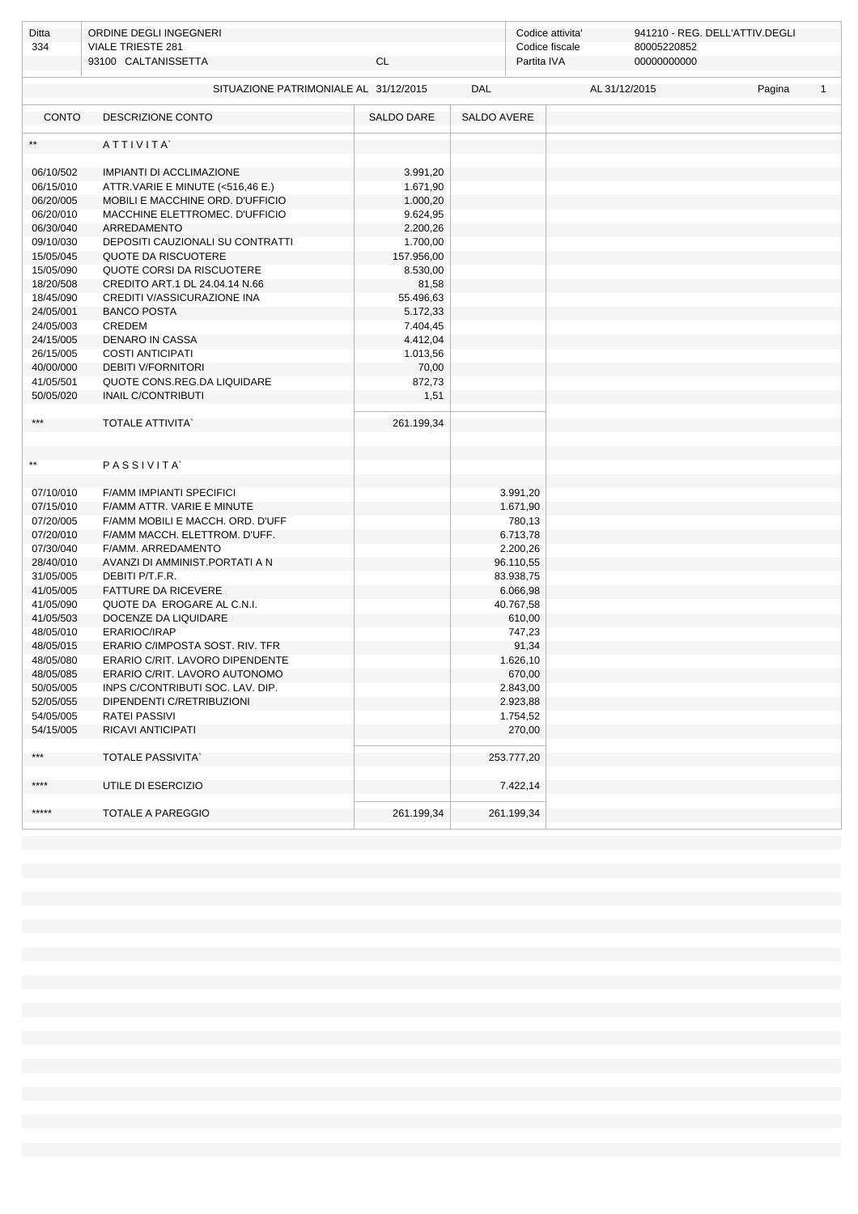| | | | | |
|---|---|---|---|---|
| Ditta | ORDINE DEGLI INGEGNERI | | Codice attivita' | 941210 - REG. DELL'ATTIV.DEGLI |
| 334 | VIALE TRIESTE 281 | | Codice fiscale | 80005220852 |
| | 93100 CALTANISSETTA | CL | Partita IVA | 00000000000 |

SITUAZIONE PATRIMONIALE AL 31/12/2015 DAL AL 31/12/2015

| CONTO | DESCRIZIONE CONTO | SALDO DARE | SALDO AVERE |
|---|---|---|---|
| ** | A T T I V I T A` | | |
| 06/10/502 | IMPIANTI DI ACCLIMAZIONE | 3.991,20 | |
| 06/15/010 | ATTR.VARIE E MINUTE (<516,46 E.) | 1.671,90 | |
| 06/20/005 | MOBILI E MACCHINE ORD. D'UFFICIO | 1.000,20 | |
| 06/20/010 | MACCHINE ELETTROMEC. D'UFFICIO | 9.624,95 | |
| 06/30/040 | ARREDAMENTO | 2.200,26 | |
| 09/10/030 | DEPOSITI CAUZIONALI SU CONTRATTI | 1.700,00 | |
| 15/05/045 | QUOTE DA RISCUOTERE | 157.956,00 | |
| 15/05/090 | QUOTE CORSI DA RISCUOTERE | 8.530,00 | |
| 18/20/508 | CREDITO ART.1 DL 24.04.14 N.66 | 81,58 | |
| 18/45/090 | CREDITI V/ASSICURAZIONE INA | 55.496,63 | |
| 24/05/001 | BANCO POSTA | 5.172,33 | |
| 24/05/003 | CREDEM | 7.404,45 | |
| 24/15/005 | DENARO IN CASSA | 4.412,04 | |
| 26/15/005 | COSTI ANTICIPATI | 1.013,56 | |
| 40/00/000 | DEBITI V/FORNITORI | 70,00 | |
| 41/05/501 | QUOTE CONS.REG.DA LIQUIDARE | 872,73 | |
| 50/05/020 | INAIL C/CONTRIBUTI | 1,51 | |
| *** | TOTALE ATTIVITA` | 261.199,34 | |
| ** | P A S S I V I T A` | | |
| 07/10/010 | F/AMM IMPIANTI SPECIFICI | | 3.991,20 |
| 07/15/010 | F/AMM ATTR. VARIE E MINUTE | | 1.671,90 |
| 07/20/005 | F/AMM MOBILI E MACCH. ORD. D'UFF | | 780,13 |
| 07/20/010 | F/AMM MACCH. ELETTROM. D'UFF. | | 6.713,78 |
| 07/30/040 | F/AMM. ARREDAMENTO | | 2.200,26 |
| 28/40/010 | AVANZI DI AMMINIST.PORTATI A N | | 96.110,55 |
| 31/05/005 | DEBITI P/T.F.R. | | 83.938,75 |
| 41/05/005 | FATTURE DA RICEVERE | | 6.066,98 |
| 41/05/090 | QUOTE DA EROGARE AL C.N.I. | | 40.767,58 |
| 41/05/503 | DOCENZE DA LIQUIDARE | | 610,00 |
| 48/05/010 | ERARIOC/IRAP | | 747,23 |
| 48/05/015 | ERARIO C/IMPOSTA SOST. RIV. TFR | | 91,34 |
| 48/05/080 | ERARIO C/RIT. LAVORO DIPENDENTE | | 1.626,10 |
| 48/05/085 | ERARIO C/RIT. LAVORO AUTONOMO | | 670,00 |
| 50/05/005 | INPS C/CONTRIBUTI SOC. LAV. DIP. | | 2.843,00 |
| 52/05/055 | DIPENDENTI C/RETRIBUZIONI | | 2.923,88 |
| 54/05/005 | RATEI PASSIVI | | 1.754,52 |
| 54/15/005 | RICAVI ANTICIPATI | | 270,00 |
| *** | TOTALE PASSIVITA` | | 253.777,20 |
| **** | UTILE DI ESERCIZIO | | 7.422,14 |
| ***** | TOTALE A PAREGGIO | 261.199,34 | 261.199,34 |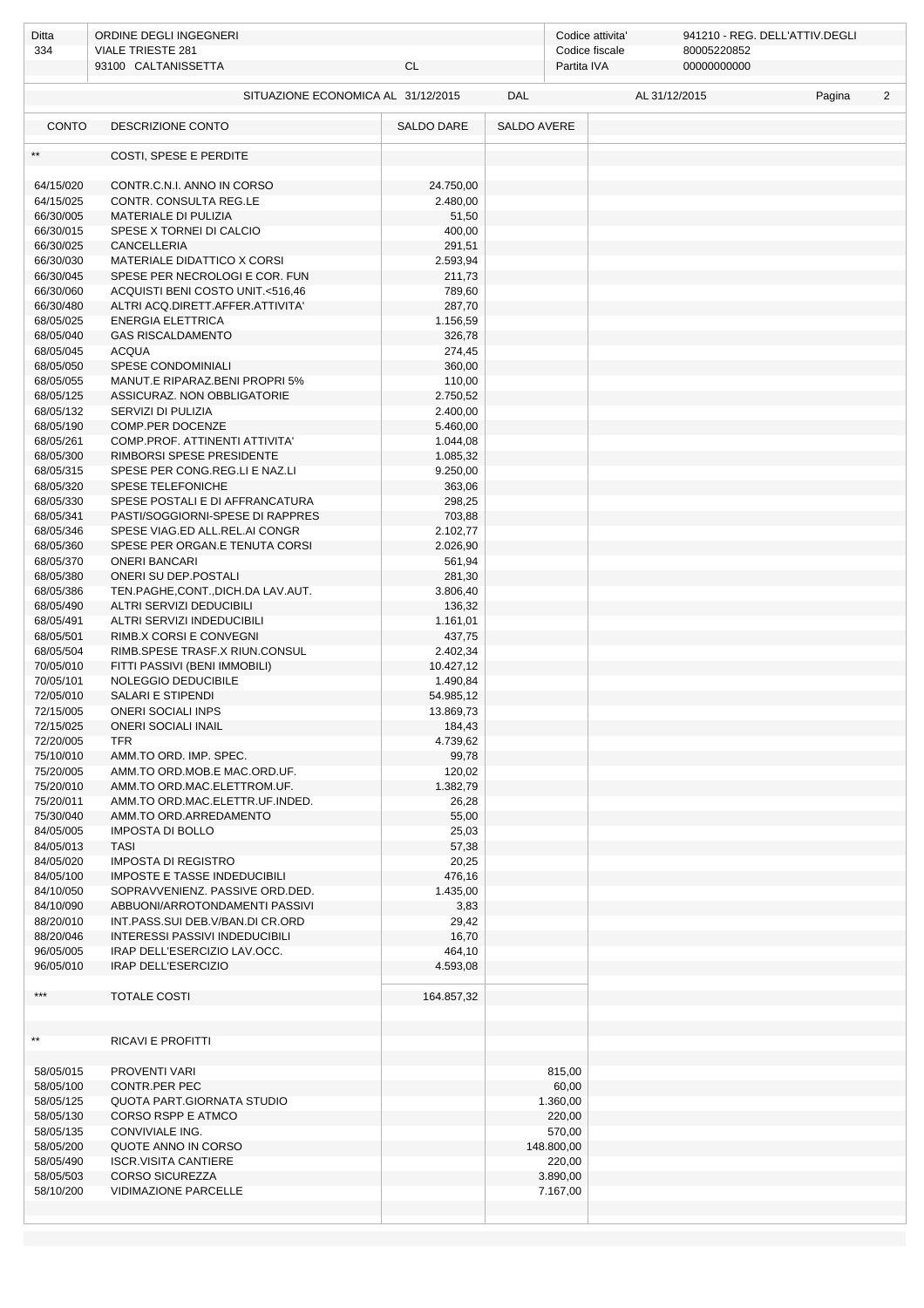| Ditta | ORDINE DEGLI INGEGNERI | | Codice attivita' | 941210 - REG. DELL'ATTIV.DEGLI |
|---|---|---|---|---|
| 334 | VIALE TRIESTE 281 | | Codice fiscale | 80005220852 |
| | 93100 CALTANISSETTA | CL | Partita IVA | 00000000000 |

SITUAZIONE ECONOMICA AL 31/12/2015 DAL AL 31/12/2015

| CONTO | DESCRIZIONE CONTO | SALDO DARE | SALDO AVERE |
|---|---|---|---|
| ** | COSTI, SPESE E PERDITE | | |
| 64/15/020 | CONTR.C.N.I. ANNO IN CORSO | 24.750,00 | |
| 64/15/025 | CONTR. CONSULTA REG.LE | 2.480,00 | |
| 66/30/005 | MATERIALE DI PULIZIA | 51,50 | |
| 66/30/015 | SPESE X TORNEI DI CALCIO | 400,00 | |
| 66/30/025 | CANCELLERIA | 291,51 | |
| 66/30/030 | MATERIALE DIDATTICO X CORSI | 2.593,94 | |
| 66/30/045 | SPESE PER NECROLOGI E COR. FUN | 211,73 | |
| 66/30/060 | ACQUISTI BENI COSTO UNIT.<516,46 | 789,60 | |
| 66/30/480 | ALTRI ACQ.DIRETT.AFFER.ATTIVITA' | 287,70 | |
| 68/05/025 | ENERGIA ELETTRICA | 1.156,59 | |
| 68/05/040 | GAS RISCALDAMENTO | 326,78 | |
| 68/05/045 | ACQUA | 274,45 | |
| 68/05/050 | SPESE CONDOMINIALI | 360,00 | |
| 68/05/055 | MANUT.E RIPARAZ.BENI PROPRI 5% | 110,00 | |
| 68/05/125 | ASSICURAZ. NON OBBLIGATORIE | 2.750,52 | |
| 68/05/132 | SERVIZI DI PULIZIA | 2.400,00 | |
| 68/05/190 | COMP.PER DOCENZE | 5.460,00 | |
| 68/05/261 | COMP.PROF. ATTINENTI ATTIVITA' | 1.044,08 | |
| 68/05/300 | RIMBORSI SPESE PRESIDENTE | 1.085,32 | |
| 68/05/315 | SPESE PER CONG.REG.LI E NAZ.LI | 9.250,00 | |
| 68/05/320 | SPESE TELEFONICHE | 363,06 | |
| 68/05/330 | SPESE POSTALI E DI AFFRANCATURA | 298,25 | |
| 68/05/341 | PASTI/SOGGIORNI-SPESE DI RAPPRES | 703,88 | |
| 68/05/346 | SPESE VIAG.ED ALL.REL.AI CONGR | 2.102,77 | |
| 68/05/360 | SPESE PER ORGAN.E TENUTA CORSI | 2.026,90 | |
| 68/05/370 | ONERI BANCARI | 561,94 | |
| 68/05/380 | ONERI SU DEP.POSTALI | 281,30 | |
| 68/05/386 | TEN.PAGHE,CONT.,DICH.DA LAV.AUT. | 3.806,40 | |
| 68/05/490 | ALTRI SERVIZI DEDUCIBILI | 136,32 | |
| 68/05/491 | ALTRI SERVIZI INDEDUCIBILI | 1.161,01 | |
| 68/05/501 | RIMB.X CORSI E CONVEGNI | 437,75 | |
| 68/05/504 | RIMB.SPESE TRASF.X RIUN.CONSUL | 2.402,34 | |
| 70/05/010 | FITTI PASSIVI (BENI IMMOBILI) | 10.427,12 | |
| 70/05/101 | NOLEGGIO DEDUCIBILE | 1.490,84 | |
| 72/05/010 | SALARI E STIPENDI | 54.985,12 | |
| 72/15/005 | ONERI SOCIALI INPS | 13.869,73 | |
| 72/15/025 | ONERI SOCIALI INAIL | 184,43 | |
| 72/20/005 | TFR | 4.739,62 | |
| 75/10/010 | AMM.TO ORD. IMP. SPEC. | 99,78 | |
| 75/20/005 | AMM.TO ORD.MOB.E MAC.ORD.UF. | 120,02 | |
| 75/20/010 | AMM.TO ORD.MAC.ELETTROM.UF. | 1.382,79 | |
| 75/20/011 | AMM.TO ORD.MAC.ELETTR.UF.INDED. | 26,28 | |
| 75/30/040 | AMM.TO ORD.ARREDAMENTO | 55,00 | |
| 84/05/005 | IMPOSTA DI BOLLO | 25,03 | |
| 84/05/013 | TASI | 57,38 | |
| 84/05/020 | IMPOSTA DI REGISTRO | 20,25 | |
| 84/05/100 | IMPOSTE E TASSE INDEDUCIBILI | 476,16 | |
| 84/10/050 | SOPRAVVENIENZ. PASSIVE ORD.DED. | 1.435,00 | |
| 84/10/090 | ABBUONI/ARROTONDAMENTI PASSIVI | 3,83 | |
| 88/20/010 | INT.PASS.SUI DEB.V/BAN.DI CR.ORD | 29,42 | |
| 88/20/046 | INTERESSI PASSIVI INDEDUCIBILI | 16,70 | |
| 96/05/005 | IRAP DELL'ESERCIZIO LAV.OCC. | 464,10 | |
| 96/05/010 | IRAP DELL'ESERCIZIO | 4.593,08 | |
| *** | TOTALE COSTI | 164.857,32 | |
| ** | RICAVI E PROFITTI | | |
| 58/05/015 | PROVENTI VARI | | 815,00 |
| 58/05/100 | CONTR.PER PEC | | 60,00 |
| 58/05/125 | QUOTA PART.GIORNATA STUDIO | | 1.360,00 |
| 58/05/130 | CORSO RSPP E ATMCO | | 220,00 |
| 58/05/135 | CONVIVIALE ING. | | 570,00 |
| 58/05/200 | QUOTE ANNO IN CORSO | | 148.800,00 |
| 58/05/490 | ISCR.VISITA CANTIERE | | 220,00 |
| 58/05/503 | CORSO SICUREZZA | | 3.890,00 |
| 58/10/200 | VIDIMAZIONE PARCELLE | | 7.167,00 |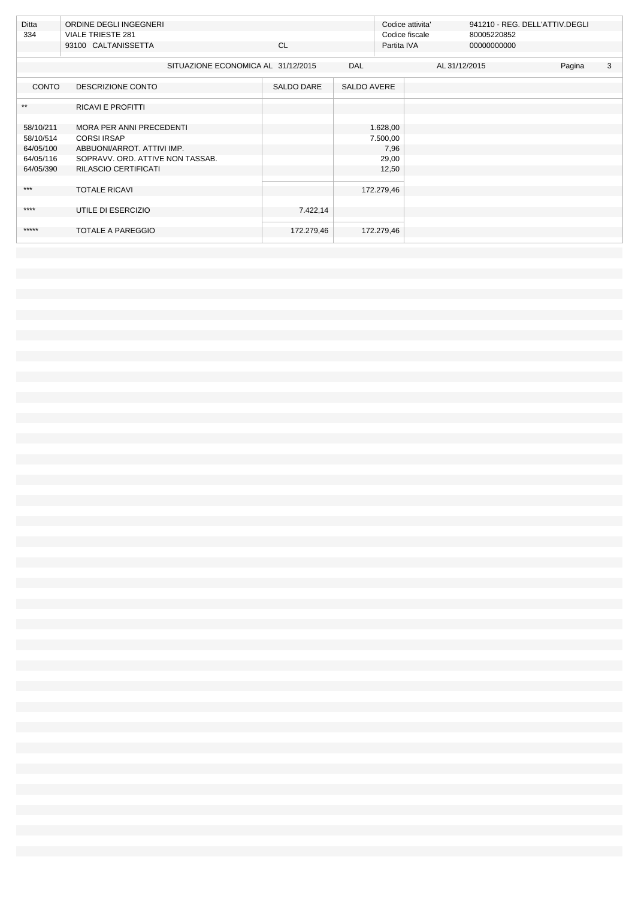| | | | | | |
|---|---|---|---|---|---|
| Ditta | ORDINE DEGLI INGEGNERI | | Codice attivita' | 941210 - REG. DELL'ATTIV.DEGLI | |
| 334 | VIALE TRIESTE 281 | | Codice fiscale | 80005220852 | |
| | 93100 CALTANISSETTA | CL | Partita IVA | 00000000000 | |

SITUAZIONE ECONOMICA AL 31/12/2015 DAL AL 31/12/2015

| CONTO | DESCRIZIONE CONTO | SALDO DARE | SALDO AVERE |
|---|---|---|---|
| ** | RICAVI E PROFITTI | | |
| 58/10/211 | MORA PER ANNI PRECEDENTI | | 1.628,00 |
| 58/10/514 | CORSI IRSAP | | 7.500,00 |
| 64/05/100 | ABBUONI/ARROT. ATTIVI IMP. | | 7,96 |
| 64/05/116 | SOPRAVV. ORD. ATTIVE NON TASSAB. | | 29,00 |
| 64/05/390 | RILASCIO CERTIFICATI | | 12,50 |
| *** | TOTALE RICAVI | | 172.279,46 |
| **** | UTILE DI ESERCIZIO | 7.422,14 | |
| ***** | TOTALE A PAREGGIO | 172.279,46 | 172.279,46 |